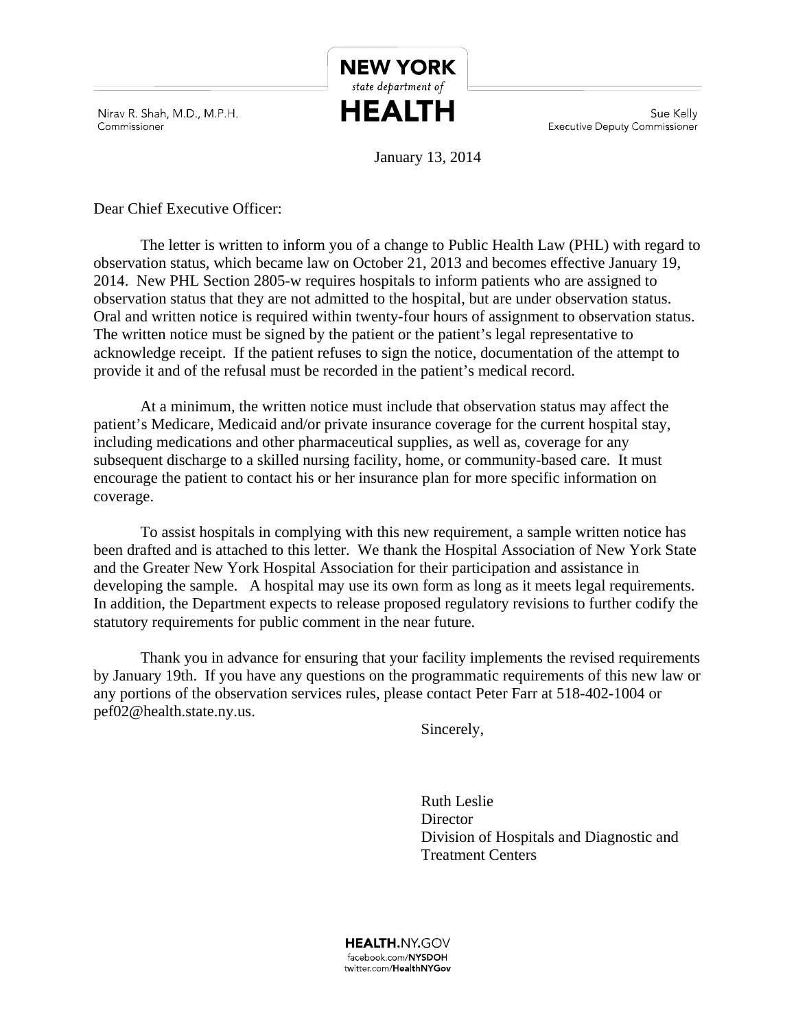Nirav R. Shah, M.D., M.P.H.
Commissioner

**NEW YORK** *state department of* **HEALTH**

Sue Kelly
Executive Deputy Commissioner

January 13, 2014

Dear Chief Executive Officer:

The letter is written to inform you of a change to Public Health Law (PHL) with regard to observation status, which became law on October 21, 2013 and becomes effective January 19, 2014. New PHL Section 2805-w requires hospitals to inform patients who are assigned to observation status that they are not admitted to the hospital, but are under observation status. Oral and written notice is required within twenty-four hours of assignment to observation status. The written notice must be signed by the patient or the patient's legal representative to acknowledge receipt. If the patient refuses to sign the notice, documentation of the attempt to provide it and of the refusal must be recorded in the patient's medical record.

At a minimum, the written notice must include that observation status may affect the patient's Medicare, Medicaid and/or private insurance coverage for the current hospital stay, including medications and other pharmaceutical supplies, as well as, coverage for any subsequent discharge to a skilled nursing facility, home, or community-based care. It must encourage the patient to contact his or her insurance plan for more specific information on coverage.

To assist hospitals in complying with this new requirement, a sample written notice has been drafted and is attached to this letter. We thank the Hospital Association of New York State and the Greater New York Hospital Association for their participation and assistance in developing the sample. A hospital may use its own form as long as it meets legal requirements. In addition, the Department expects to release proposed regulatory revisions to further codify the statutory requirements for public comment in the near future.

Thank you in advance for ensuring that your facility implements the revised requirements by January 19th. If you have any questions on the programmatic requirements of this new law or any portions of the observation services rules, please contact Peter Farr at 518-402-1004 or pef02@health.state.ny.us.

Sincerely,

Ruth Leslie
Director
Division of Hospitals and Diagnostic and Treatment Centers

HEALTH.NY.GOV
facebook.com/NYSDOH
twitter.com/HealthNYGov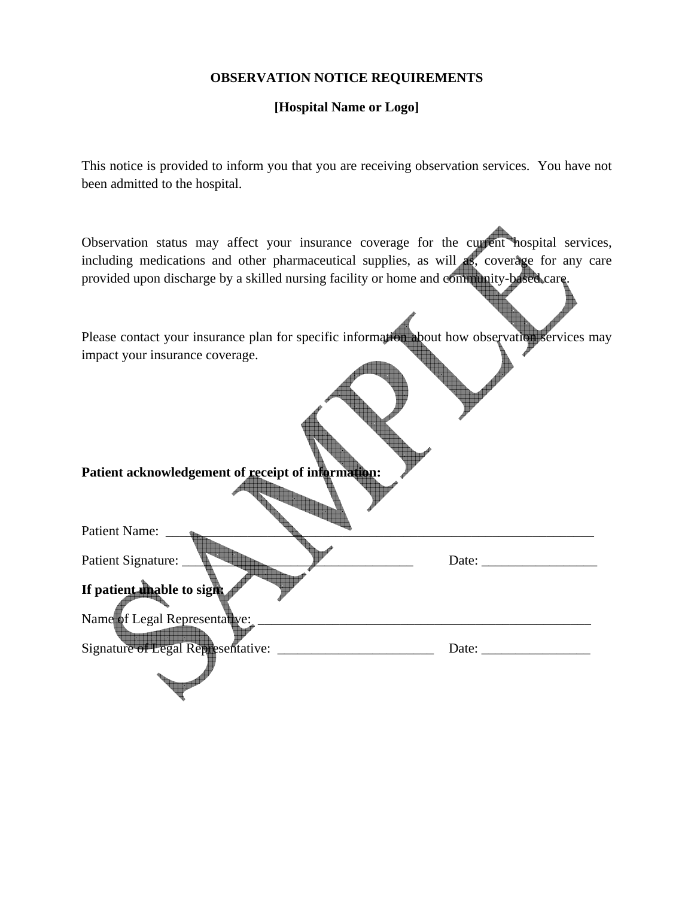**OBSERVATION NOTICE REQUIREMENTS**

**[Hospital Name or Logo]**

This notice is provided to inform you that you are receiving observation services. You have not been admitted to the hospital.

Observation status may affect your insurance coverage for the current hospital services, including medications and other pharmaceutical supplies, as will as, coverage for any care provided upon discharge by a skilled nursing facility or home and community-based care.

Please contact your insurance plan for specific information about how observation services may impact your insurance coverage.

**Patient acknowledgement of receipt of information:**

Patient Name: ________________________________________________________________

Patient Signature: ___________________________________ Date: _________________

**If patient unable to sign:**

Name of Legal Representative: __________________________________________________

Signature of Legal Representative: _______________________ Date: ________________

SAMPLE